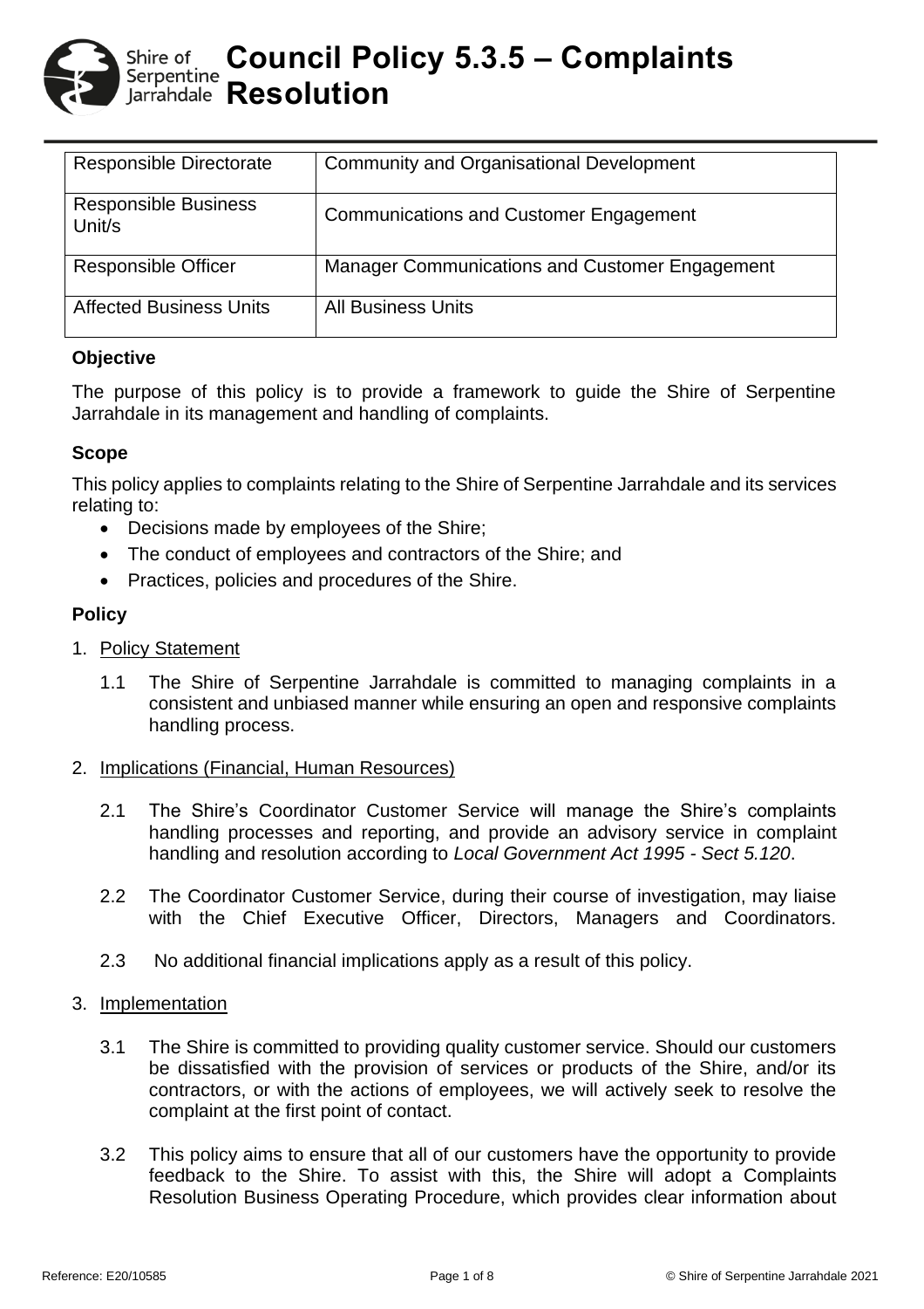# Council Policy 5.3.5 – Complaints Resolution

| Responsible Directorate | Community and Organisational Development |
|---|---|
| Responsible Business Unit/s | Communications and Customer Engagement |
| Responsible Officer | Manager Communications and Customer Engagement |
| Affected Business Units | All Business Units |

**Objective**

The purpose of this policy is to provide a framework to guide the Shire of Serpentine Jarrahdale in its management and handling of complaints.

**Scope**

This policy applies to complaints relating to the Shire of Serpentine Jarrahdale and its services relating to:

- Decisions made by employees of the Shire;
- The conduct of employees and contractors of the Shire; and
- Practices, policies and procedures of the Shire.

**Policy**

1. Policy Statement

   1.1 The Shire of Serpentine Jarrahdale is committed to managing complaints in a consistent and unbiased manner while ensuring an open and responsive complaints handling process.

2. Implications (Financial, Human Resources)

   2.1 The Shire's Coordinator Customer Service will manage the Shire's complaints handling processes and reporting, and provide an advisory service in complaint handling and resolution according to *Local Government Act 1995 - Sect 5.120*.

   2.2 The Coordinator Customer Service, during their course of investigation, may liaise with the Chief Executive Officer, Directors, Managers and Coordinators.

   2.3 No additional financial implications apply as a result of this policy.

3. Implementation

   3.1 The Shire is committed to providing quality customer service. Should our customers be dissatisfied with the provision of services or products of the Shire, and/or its contractors, or with the actions of employees, we will actively seek to resolve the complaint at the first point of contact.

   3.2 This policy aims to ensure that all of our customers have the opportunity to provide feedback to the Shire. To assist with this, the Shire will adopt a Complaints Resolution Business Operating Procedure, which provides clear information about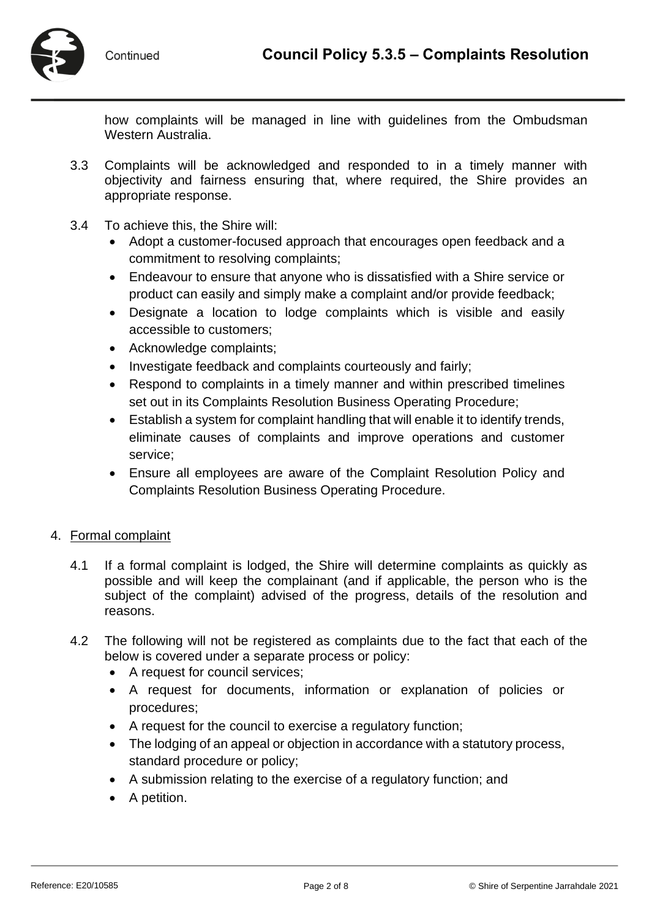how complaints will be managed in line with guidelines from the Ombudsman Western Australia.

3.3 Complaints will be acknowledged and responded to in a timely manner with objectivity and fairness ensuring that, where required, the Shire provides an appropriate response.

3.4 To achieve this, the Shire will:

- Adopt a customer-focused approach that encourages open feedback and a commitment to resolving complaints;
- Endeavour to ensure that anyone who is dissatisfied with a Shire service or product can easily and simply make a complaint and/or provide feedback;
- Designate a location to lodge complaints which is visible and easily accessible to customers;
- Acknowledge complaints;
- Investigate feedback and complaints courteously and fairly;
- Respond to complaints in a timely manner and within prescribed timelines set out in its Complaints Resolution Business Operating Procedure;
- Establish a system for complaint handling that will enable it to identify trends, eliminate causes of complaints and improve operations and customer service;
- Ensure all employees are aware of the Complaint Resolution Policy and Complaints Resolution Business Operating Procedure.

## 4. Formal complaint

4.1 If a formal complaint is lodged, the Shire will determine complaints as quickly as possible and will keep the complainant (and if applicable, the person who is the subject of the complaint) advised of the progress, details of the resolution and reasons.

4.2 The following will not be registered as complaints due to the fact that each of the below is covered under a separate process or policy:

- A request for council services;
- A request for documents, information or explanation of policies or procedures;
- A request for the council to exercise a regulatory function;
- The lodging of an appeal or objection in accordance with a statutory process, standard procedure or policy;
- A submission relating to the exercise of a regulatory function; and
- A petition.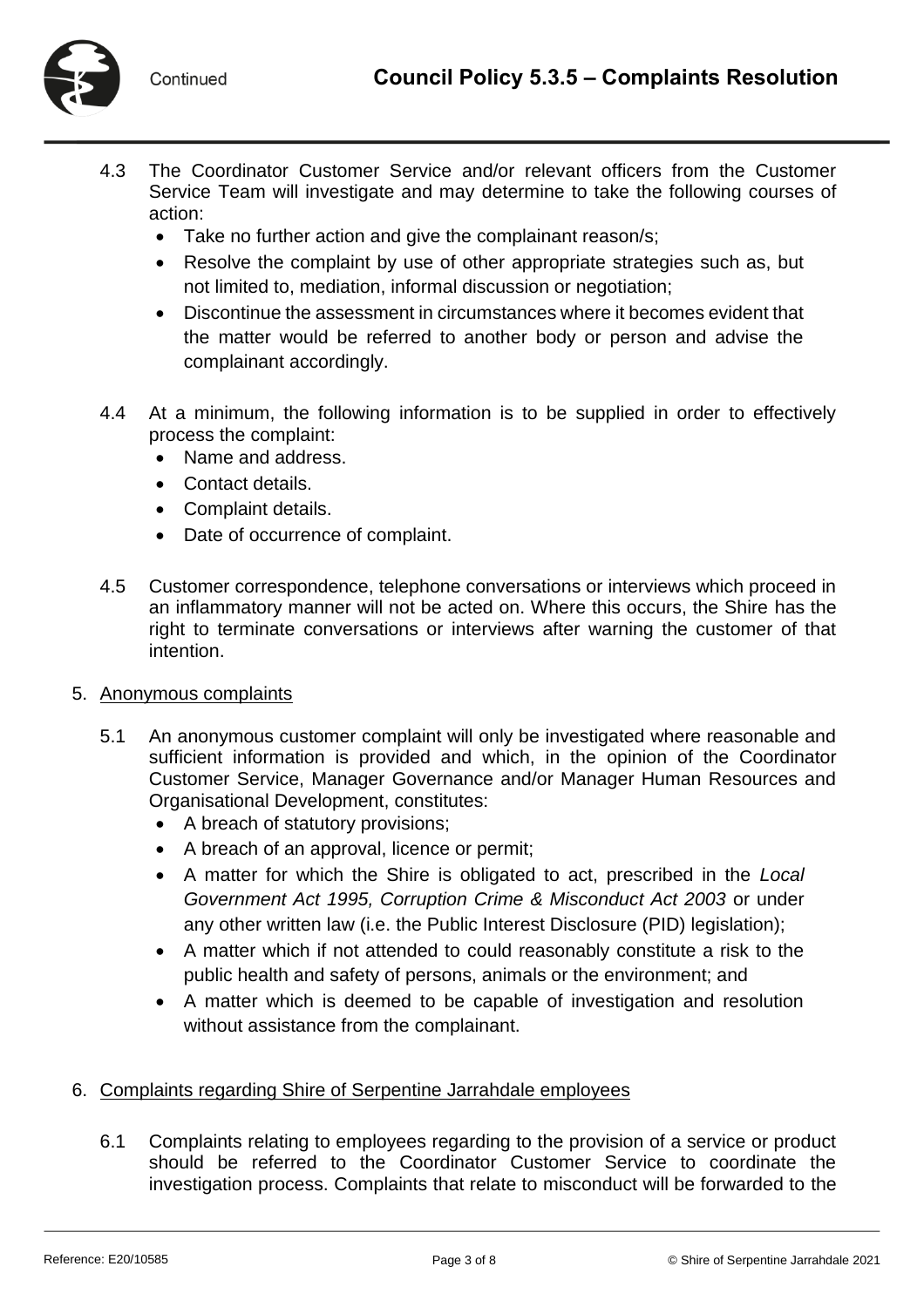4.3 The Coordinator Customer Service and/or relevant officers from the Customer Service Team will investigate and may determine to take the following courses of action:
- Take no further action and give the complainant reason/s;
- Resolve the complaint by use of other appropriate strategies such as, but not limited to, mediation, informal discussion or negotiation;
- Discontinue the assessment in circumstances where it becomes evident that the matter would be referred to another body or person and advise the complainant accordingly.

4.4 At a minimum, the following information is to be supplied in order to effectively process the complaint:
- Name and address.
- Contact details.
- Complaint details.
- Date of occurrence of complaint.

4.5 Customer correspondence, telephone conversations or interviews which proceed in an inflammatory manner will not be acted on. Where this occurs, the Shire has the right to terminate conversations or interviews after warning the customer of that intention.

5. Anonymous complaints

5.1 An anonymous customer complaint will only be investigated where reasonable and sufficient information is provided and which, in the opinion of the Coordinator Customer Service, Manager Governance and/or Manager Human Resources and Organisational Development, constitutes:
- A breach of statutory provisions;
- A breach of an approval, licence or permit;
- A matter for which the Shire is obligated to act, prescribed in the *Local Government Act 1995, Corruption Crime & Misconduct Act 2003* or under any other written law (i.e. the Public Interest Disclosure (PID) legislation);
- A matter which if not attended to could reasonably constitute a risk to the public health and safety of persons, animals or the environment; and
- A matter which is deemed to be capable of investigation and resolution without assistance from the complainant.

6. Complaints regarding Shire of Serpentine Jarrahdale employees

6.1 Complaints relating to employees regarding to the provision of a service or product should be referred to the Coordinator Customer Service to coordinate the investigation process. Complaints that relate to misconduct will be forwarded to the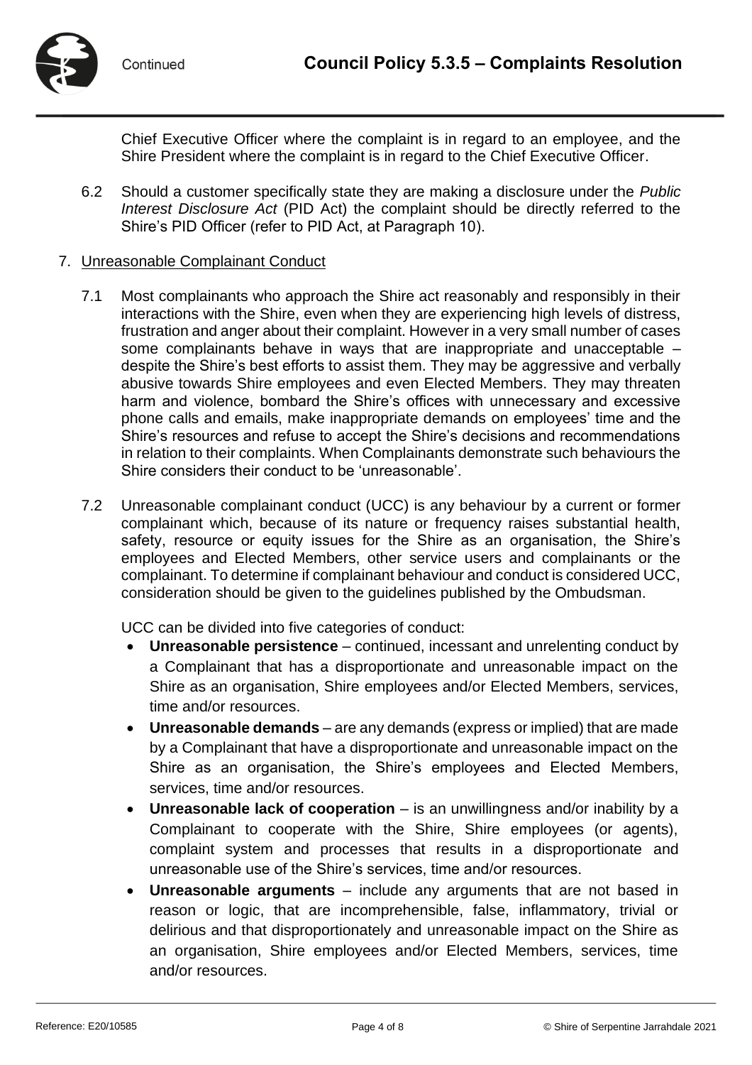Chief Executive Officer where the complaint is in regard to an employee, and the Shire President where the complaint is in regard to the Chief Executive Officer.

6.2 Should a customer specifically state they are making a disclosure under the *Public Interest Disclosure Act* (PID Act) the complaint should be directly referred to the Shire's PID Officer (refer to PID Act, at Paragraph 10).

7. Unreasonable Complainant Conduct

7.1 Most complainants who approach the Shire act reasonably and responsibly in their interactions with the Shire, even when they are experiencing high levels of distress, frustration and anger about their complaint. However in a very small number of cases some complainants behave in ways that are inappropriate and unacceptable – despite the Shire's best efforts to assist them. They may be aggressive and verbally abusive towards Shire employees and even Elected Members. They may threaten harm and violence, bombard the Shire's offices with unnecessary and excessive phone calls and emails, make inappropriate demands on employees' time and the Shire's resources and refuse to accept the Shire's decisions and recommendations in relation to their complaints. When Complainants demonstrate such behaviours the Shire considers their conduct to be 'unreasonable'.

7.2 Unreasonable complainant conduct (UCC) is any behaviour by a current or former complainant which, because of its nature or frequency raises substantial health, safety, resource or equity issues for the Shire as an organisation, the Shire's employees and Elected Members, other service users and complainants or the complainant. To determine if complainant behaviour and conduct is considered UCC, consideration should be given to the guidelines published by the Ombudsman.

UCC can be divided into five categories of conduct:

- **Unreasonable persistence** – continued, incessant and unrelenting conduct by a Complainant that has a disproportionate and unreasonable impact on the Shire as an organisation, Shire employees and/or Elected Members, services, time and/or resources.
- **Unreasonable demands** – are any demands (express or implied) that are made by a Complainant that have a disproportionate and unreasonable impact on the Shire as an organisation, the Shire's employees and Elected Members, services, time and/or resources.
- **Unreasonable lack of cooperation** – is an unwillingness and/or inability by a Complainant to cooperate with the Shire, Shire employees (or agents), complaint system and processes that results in a disproportionate and unreasonable use of the Shire's services, time and/or resources.
- **Unreasonable arguments** – include any arguments that are not based in reason or logic, that are incomprehensible, false, inflammatory, trivial or delirious and that disproportionately and unreasonable impact on the Shire as an organisation, Shire employees and/or Elected Members, services, time and/or resources.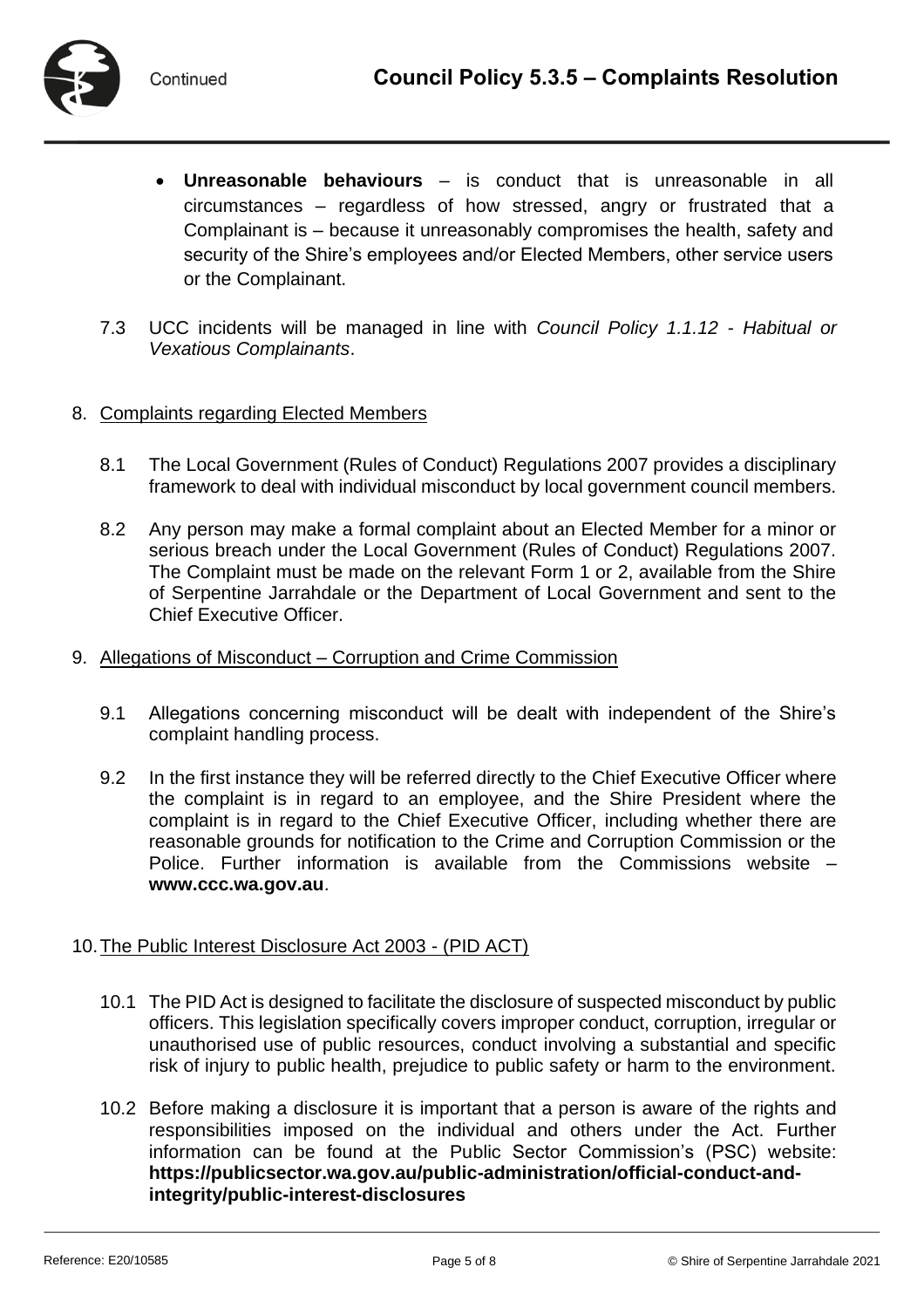- **Unreasonable behaviours** – is conduct that is unreasonable in all circumstances – regardless of how stressed, angry or frustrated that a Complainant is – because it unreasonably compromises the health, safety and security of the Shire's employees and/or Elected Members, other service users or the Complainant.

7.3 UCC incidents will be managed in line with *Council Policy 1.1.12 - Habitual or Vexatious Complainants*.

8. Complaints regarding Elected Members

8.1 The Local Government (Rules of Conduct) Regulations 2007 provides a disciplinary framework to deal with individual misconduct by local government council members.

8.2 Any person may make a formal complaint about an Elected Member for a minor or serious breach under the Local Government (Rules of Conduct) Regulations 2007. The Complaint must be made on the relevant Form 1 or 2, available from the Shire of Serpentine Jarrahdale or the Department of Local Government and sent to the Chief Executive Officer.

9. Allegations of Misconduct – Corruption and Crime Commission

9.1 Allegations concerning misconduct will be dealt with independent of the Shire's complaint handling process.

9.2 In the first instance they will be referred directly to the Chief Executive Officer where the complaint is in regard to an employee, and the Shire President where the complaint is in regard to the Chief Executive Officer, including whether there are reasonable grounds for notification to the Crime and Corruption Commission or the Police. Further information is available from the Commissions website – **www.ccc.wa.gov.au**.

10. The Public Interest Disclosure Act 2003 - (PID ACT)

10.1 The PID Act is designed to facilitate the disclosure of suspected misconduct by public officers. This legislation specifically covers improper conduct, corruption, irregular or unauthorised use of public resources, conduct involving a substantial and specific risk of injury to public health, prejudice to public safety or harm to the environment.

10.2 Before making a disclosure it is important that a person is aware of the rights and responsibilities imposed on the individual and others under the Act. Further information can be found at the Public Sector Commission's (PSC) website: **https://publicsector.wa.gov.au/public-administration/official-conduct-and-integrity/public-interest-disclosures**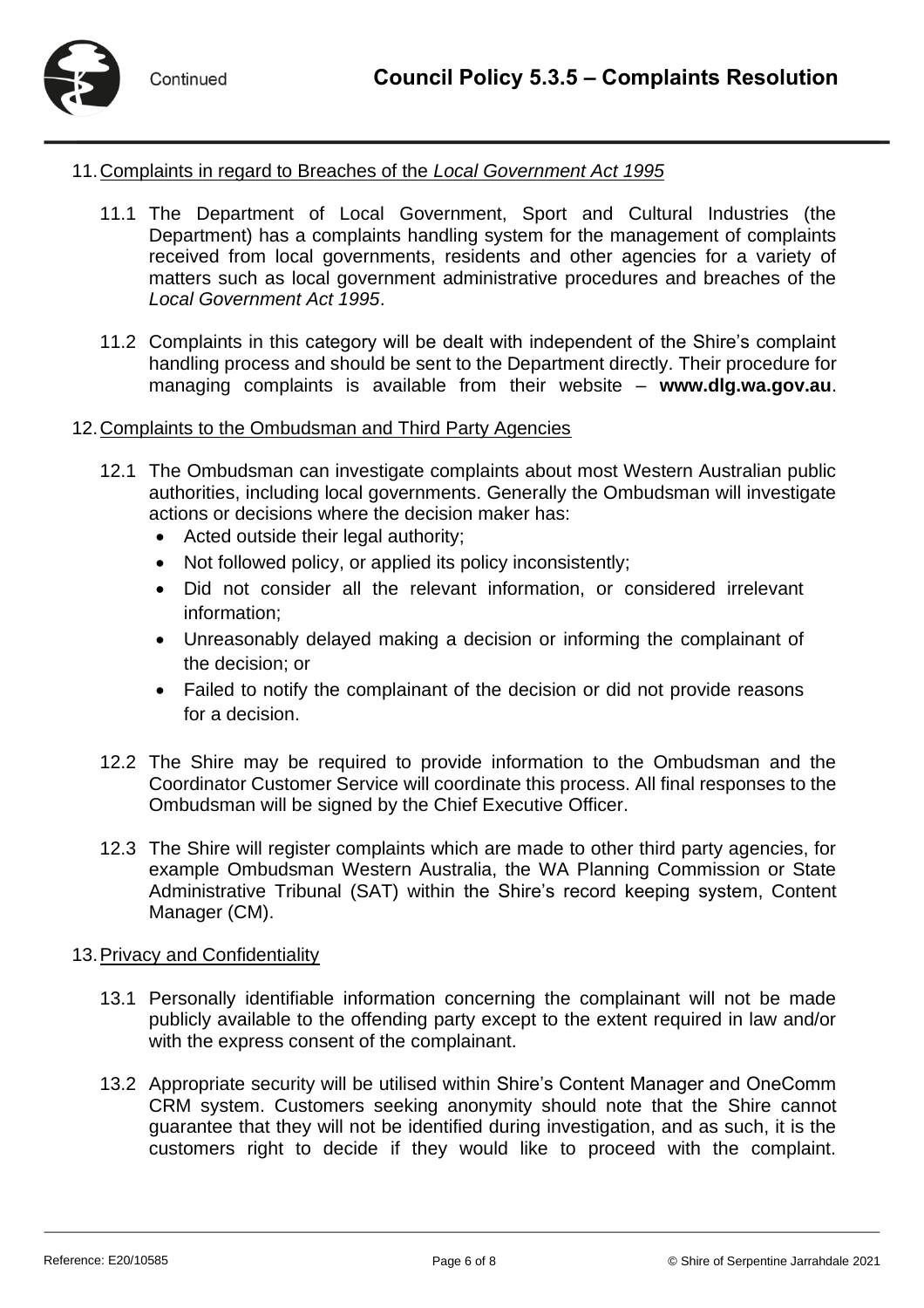11. Complaints in regard to Breaches of the *Local Government Act 1995*

    11.1 The Department of Local Government, Sport and Cultural Industries (the Department) has a complaints handling system for the management of complaints received from local governments, residents and other agencies for a variety of matters such as local government administrative procedures and breaches of the *Local Government Act 1995*.

    11.2 Complaints in this category will be dealt with independent of the Shire's complaint handling process and should be sent to the Department directly. Their procedure for managing complaints is available from their website – **www.dlg.wa.gov.au**.

12. Complaints to the Ombudsman and Third Party Agencies

    12.1 The Ombudsman can investigate complaints about most Western Australian public authorities, including local governments. Generally the Ombudsman will investigate actions or decisions where the decision maker has:
    - Acted outside their legal authority;
    - Not followed policy, or applied its policy inconsistently;
    - Did not consider all the relevant information, or considered irrelevant information;
    - Unreasonably delayed making a decision or informing the complainant of the decision; or
    - Failed to notify the complainant of the decision or did not provide reasons for a decision.

    12.2 The Shire may be required to provide information to the Ombudsman and the Coordinator Customer Service will coordinate this process. All final responses to the Ombudsman will be signed by the Chief Executive Officer.

    12.3 The Shire will register complaints which are made to other third party agencies, for example Ombudsman Western Australia, the WA Planning Commission or State Administrative Tribunal (SAT) within the Shire's record keeping system, Content Manager (CM).

13. Privacy and Confidentiality

    13.1 Personally identifiable information concerning the complainant will not be made publicly available to the offending party except to the extent required in law and/or with the express consent of the complainant.

    13.2 Appropriate security will be utilised within Shire's Content Manager and OneComm CRM system. Customers seeking anonymity should note that the Shire cannot guarantee that they will not be identified during investigation, and as such, it is the customers right to decide if they would like to proceed with the complaint.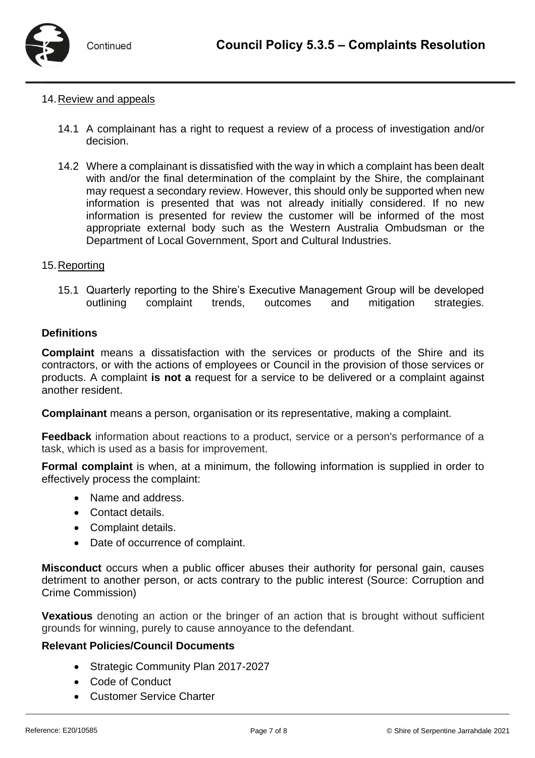14. Review and appeals

    14.1 A complainant has a right to request a review of a process of investigation and/or decision.

    14.2 Where a complainant is dissatisfied with the way in which a complaint has been dealt with and/or the final determination of the complaint by the Shire, the complainant may request a secondary review. However, this should only be supported when new information is presented that was not already initially considered. If no new information is presented for review the customer will be informed of the most appropriate external body such as the Western Australia Ombudsman or the Department of Local Government, Sport and Cultural Industries.

15. Reporting

    15.1 Quarterly reporting to the Shire's Executive Management Group will be developed outlining complaint trends, outcomes and mitigation strategies.

**Definitions**

**Complaint** means a dissatisfaction with the services or products of the Shire and its contractors, or with the actions of employees or Council in the provision of those services or products. A complaint **is not a** request for a service to be delivered or a complaint against another resident.

**Complainant** means a person, organisation or its representative, making a complaint.

**Feedback** information about reactions to a product, service or a person's performance of a task, which is used as a basis for improvement.

**Formal complaint** is when, at a minimum, the following information is supplied in order to effectively process the complaint:

- Name and address.
- Contact details.
- Complaint details.
- Date of occurrence of complaint.

**Misconduct** occurs when a public officer abuses their authority for personal gain, causes detriment to another person, or acts contrary to the public interest (Source: Corruption and Crime Commission)

**Vexatious** denoting an action or the bringer of an action that is brought without sufficient grounds for winning, purely to cause annoyance to the defendant.

**Relevant Policies/Council Documents**

- Strategic Community Plan 2017-2027
- Code of Conduct
- Customer Service Charter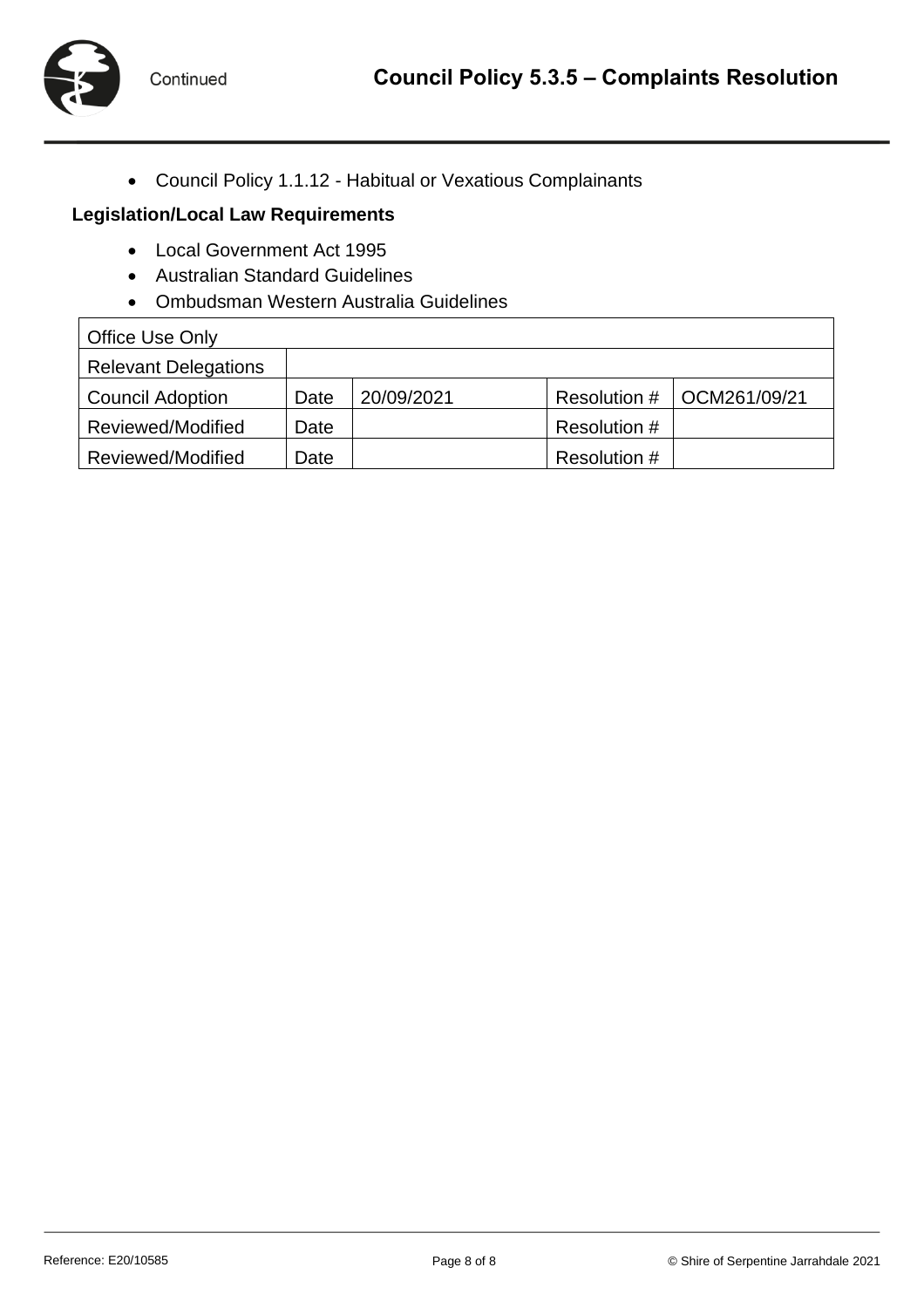- Council Policy 1.1.12 - Habitual or Vexatious Complainants

**Legislation/Local Law Requirements**

- Local Government Act 1995
- Australian Standard Guidelines
- Ombudsman Western Australia Guidelines

| Office Use Only | | | | |
|---|---|---|---|---|
| Relevant Delegations | | | | |
| Council Adoption | Date | 20/09/2021 | Resolution # | OCM261/09/21 |
| Reviewed/Modified | Date | | Resolution # | |
| Reviewed/Modified | Date | | Resolution # | |